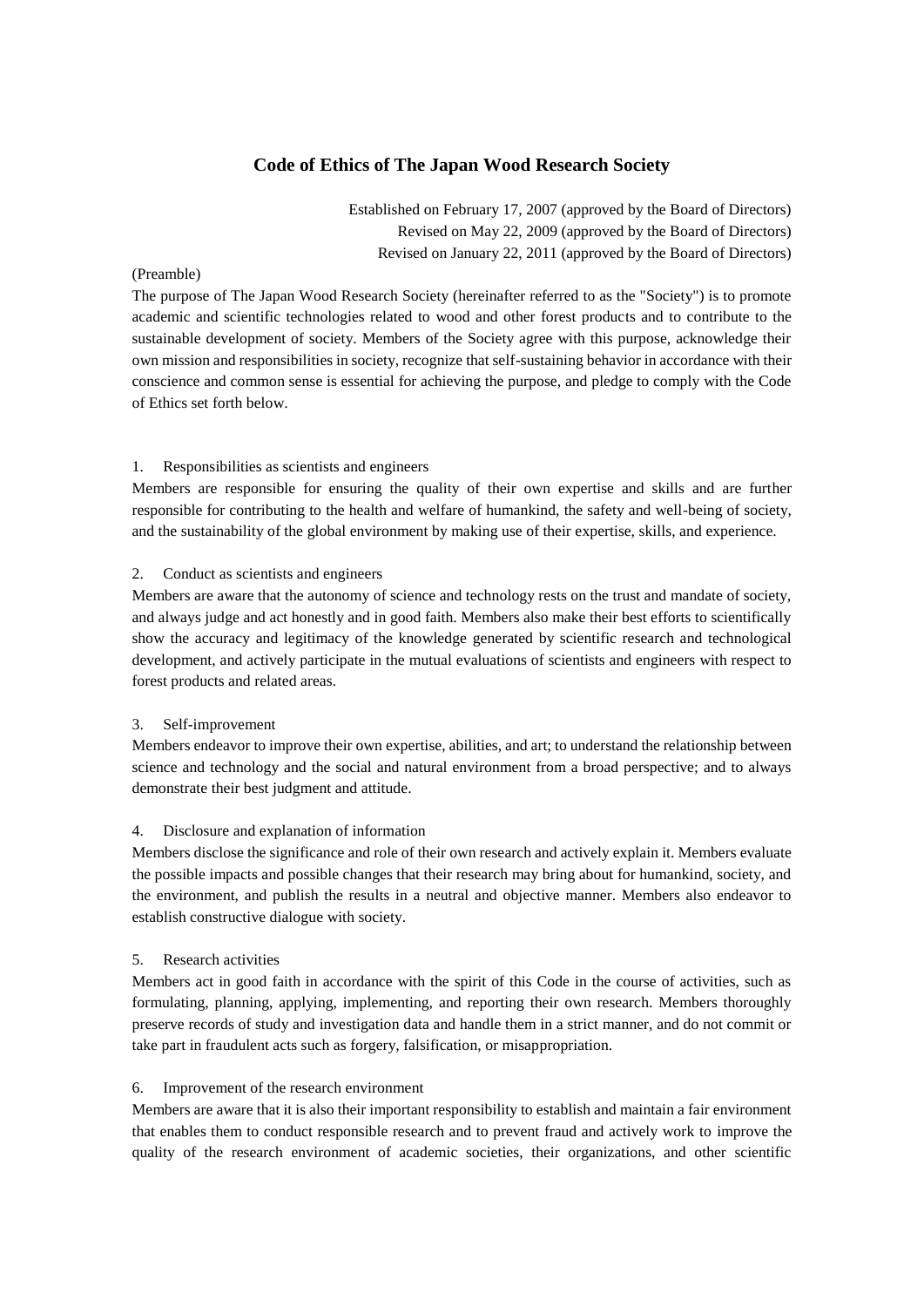# Code of Ethics of The Japan Wood Research Society

Established on February 17, 2007 (approved by the Board of Directors)
Revised on May 22, 2009 (approved by the Board of Directors)
Revised on January 22, 2011 (approved by the Board of Directors)

(Preamble)

The purpose of The Japan Wood Research Society (hereinafter referred to as the "Society") is to promote academic and scientific technologies related to wood and other forest products and to contribute to the sustainable development of society. Members of the Society agree with this purpose, acknowledge their own mission and responsibilities in society, recognize that self-sustaining behavior in accordance with their conscience and common sense is essential for achieving the purpose, and pledge to comply with the Code of Ethics set forth below.

1. Responsibilities as scientists and engineers

Members are responsible for ensuring the quality of their own expertise and skills and are further responsible for contributing to the health and welfare of humankind, the safety and well-being of society, and the sustainability of the global environment by making use of their expertise, skills, and experience.

2. Conduct as scientists and engineers

Members are aware that the autonomy of science and technology rests on the trust and mandate of society, and always judge and act honestly and in good faith. Members also make their best efforts to scientifically show the accuracy and legitimacy of the knowledge generated by scientific research and technological development, and actively participate in the mutual evaluations of scientists and engineers with respect to forest products and related areas.

3. Self-improvement

Members endeavor to improve their own expertise, abilities, and art; to understand the relationship between science and technology and the social and natural environment from a broad perspective; and to always demonstrate their best judgment and attitude.

4. Disclosure and explanation of information

Members disclose the significance and role of their own research and actively explain it. Members evaluate the possible impacts and possible changes that their research may bring about for humankind, society, and the environment, and publish the results in a neutral and objective manner. Members also endeavor to establish constructive dialogue with society.

5. Research activities

Members act in good faith in accordance with the spirit of this Code in the course of activities, such as formulating, planning, applying, implementing, and reporting their own research. Members thoroughly preserve records of study and investigation data and handle them in a strict manner, and do not commit or take part in fraudulent acts such as forgery, falsification, or misappropriation.

6. Improvement of the research environment

Members are aware that it is also their important responsibility to establish and maintain a fair environment that enables them to conduct responsible research and to prevent fraud and actively work to improve the quality of the research environment of academic societies, their organizations, and other scientific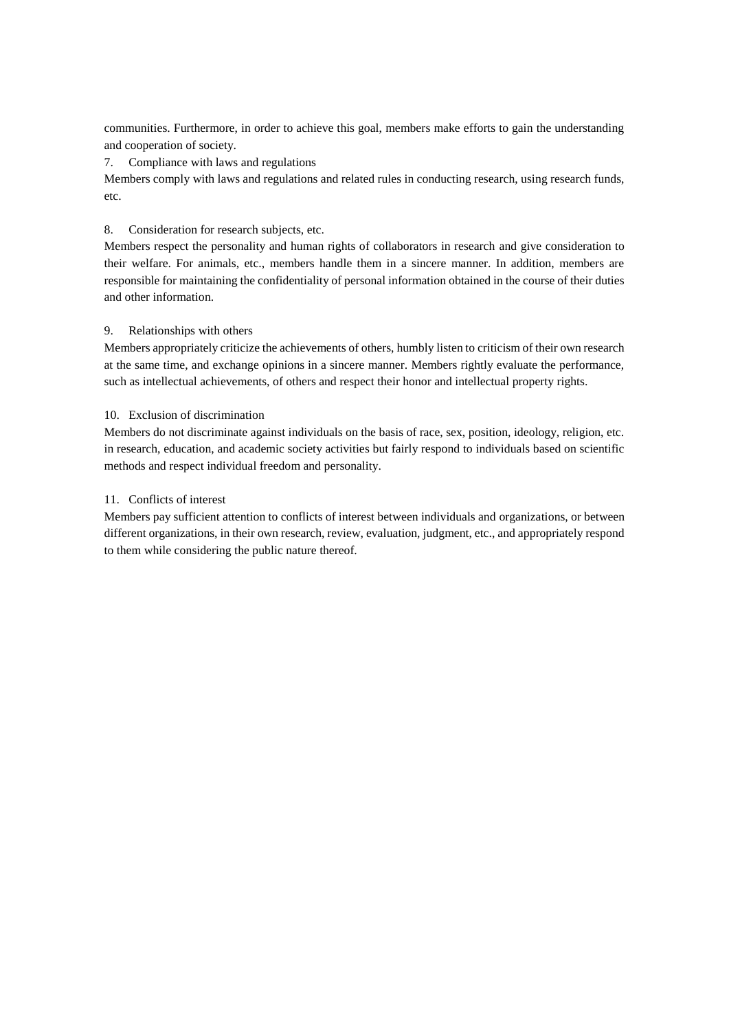communities. Furthermore, in order to achieve this goal, members make efforts to gain the understanding and cooperation of society.

7. Compliance with laws and regulations

Members comply with laws and regulations and related rules in conducting research, using research funds, etc.

8. Consideration for research subjects, etc.

Members respect the personality and human rights of collaborators in research and give consideration to their welfare. For animals, etc., members handle them in a sincere manner. In addition, members are responsible for maintaining the confidentiality of personal information obtained in the course of their duties and other information.

9. Relationships with others

Members appropriately criticize the achievements of others, humbly listen to criticism of their own research at the same time, and exchange opinions in a sincere manner. Members rightly evaluate the performance, such as intellectual achievements, of others and respect their honor and intellectual property rights.

10. Exclusion of discrimination

Members do not discriminate against individuals on the basis of race, sex, position, ideology, religion, etc. in research, education, and academic society activities but fairly respond to individuals based on scientific methods and respect individual freedom and personality.

11. Conflicts of interest

Members pay sufficient attention to conflicts of interest between individuals and organizations, or between different organizations, in their own research, review, evaluation, judgment, etc., and appropriately respond to them while considering the public nature thereof.